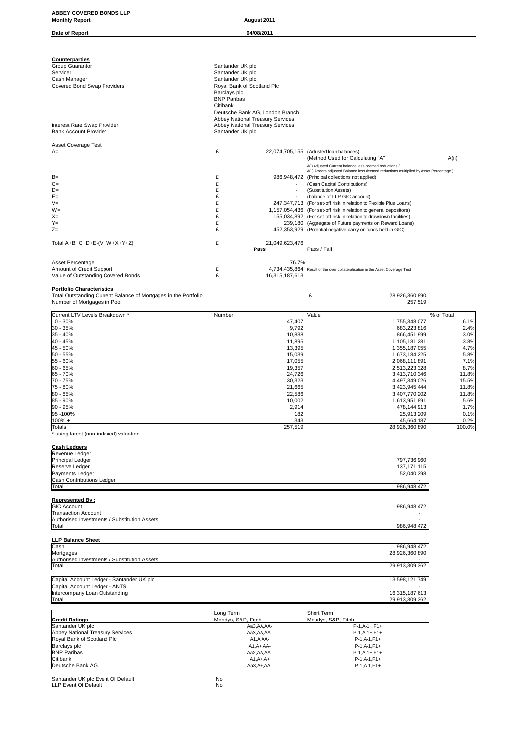**ABBEY COVERED BONDS LLP**
**Monthly Report** August 2011

**Date of Report** 04/08/2011

**Counterparties**

| | |
|---|---|
| Group Guarantor | Santander UK plc |
| Servicer | Santander UK plc |
| Cash Manager | Santander UK plc |
| Covered Bond Swap Providers | Royal Bank of Scotland Plc |
| | Barclays plc |
| | BNP Paribas |
| | Citibank |
| | Deutsche Bank AG, London Branch |
| | Abbey National Treasury Services |
| Interest Rate Swap Provider | Abbey National Treasury Services |
| Bank Account Provider | Santander UK plc |

**Asset Coverage Test**

| | | | |
|---|---|---|---|
| A= | £ | 22,074,705,155 | (Adjusted loan balances) |
| | | | (Method Used for Calculating "A" A(ii)) |
| | | | A(i) Adjusted Current balance less deemed reductions / A(ii) Arrears adjusted Balance less deemed reductions multiplied by Asset Percentage ) |
| B= | £ | 986,948,472 | (Principal collections not applied) |
| C= | £ | - | (Cash Capital Contributions) |
| D= | £ | - | (Substitution Assets) |
| E= | £ | - | (balance of LLP GIC account) |
| V= | £ | 247,347,713 | (For set-off risk in relation to Flexible Plus Loans) |
| W= | £ | 1,157,054,436 | (For set-off risk in relation to general depositors) |
| X= | £ | 155,034,892 | (For set-off risk in relation to drawdown facilities) |
| Y= | £ | 239,180 | (Aggregate of Future payments on Reward Loans) |
| Z= | £ | 452,353,929 | (Potential negative carry on funds held in GIC) |
| Total A+B+C+D+E-(V+W+X+Y+Z) | £ | 21,049,623,476 | |
| | | Pass | Pass / Fail |
| Asset Percentage | | 76.7% | |
| Amount of Credit Support | £ | 4,734,435,864 | Result of the over collateralisation in the Asset Coverage Test |
| Value of Outstanding Covered Bonds | £ | 16,315,187,613 | |

**Portfolio Characteristics**

| | | |
|---|---|---|
| Total Outstanding Current Balance of Mortgages in the Portfolio | £ | 28,926,360,890 |
| Number of Mortgages in Pool | | 257,519 |

| Current LTV Levels Breakdown * | Number | Value | % of Total |
|---|---|---|---|
| 0 - 30% | 47,407 | 1,755,348,077 | 6.1% |
| 30 - 35% | 9,792 | 683,223,816 | 2.4% |
| 35 - 40% | 10,838 | 866,451,999 | 3.0% |
| 40 - 45% | 11,895 | 1,105,181,281 | 3.8% |
| 45 - 50% | 13,395 | 1,355,187,055 | 4.7% |
| 50 - 55% | 15,039 | 1,673,184,225 | 5.8% |
| 55 - 60% | 17,055 | 2,068,111,891 | 7.1% |
| 60 - 65% | 19,357 | 2,513,223,328 | 8.7% |
| 65 - 70% | 24,726 | 3,413,710,346 | 11.8% |
| 70 - 75% | 30,323 | 4,497,349,026 | 15.5% |
| 75 - 80% | 21,665 | 3,423,945,444 | 11.8% |
| 80 - 85% | 22,586 | 3,407,770,202 | 11.8% |
| 85 - 90% | 10,002 | 1,613,951,891 | 5.6% |
| 90 - 95% | 2,914 | 478,144,913 | 1.7% |
| 95 -100% | 182 | 25,913,209 | 0.1% |
| 100% + | 343 | 45,664,187 | 0.2% |
| Totals | 257,519 | 28,926,360,890 | 100.0% |

\* using latest (non-indexed) valuation

**Cash Ledgers**

| | |
|---|---|
| Revenue Ledger | - |
| Principal Ledger | 797,736,960 |
| Reserve Ledger | 137,171,115 |
| Payments Ledger | 52,040,398 |
| Cash Contributions Ledger | - |
| Total | 986,948,472 |

**Represented By :**

| | |
|---|---|
| GIC Account | 986,948,472 |
| Transaction Account | - |
| Authorised Investments / Substitution Assets | - |
| Total | 986,948,472 |

**LLP Balance Sheet**

| | |
|---|---|
| Cash | 986,948,472 |
| Mortgages | 28,926,360,890 |
| Authorised Investments / Substitution Assets | - |
| Total | 29,913,309,362 |

| | |
|---|---|
| Capital Account Ledger - Santander UK plc | 13,598,121,749 |
| Capital Account Ledger - ANTS | - |
| Intercompany Loan Outstanding | 16,315,187,613 |
| Total | 29,913,309,362 |

| **Credit Ratings** | Long Term<br>Moodys, S&P, Fitch | Short Term<br>Moodys, S&P, Fitch |
|---|---|---|
| Santander UK plc | Aa3,AA,AA- | P-1,A-1+,F1+ |
| Abbey National Treasury Services | Aa3,AA,AA- | P-1,A-1+,F1+ |
| Royal Bank of Scotland Plc | A1,A,AA- | P-1,A-1,F1+ |
| Barclays plc | A1,A+,AA- | P-1,A-1,F1+ |
| BNP Paribas | Aa2,AA,AA- | P-1,A-1+,F1+ |
| Citibank | A1,A+,A+ | P-1,A-1,F1+ |
| Deutsche Bank AG | Aa3,A+,AA- | P-1,A-1,F1+ |

| | |
|---|---|
| Santander UK plc Event Of Default | No |
| LLP Event Of Default | No |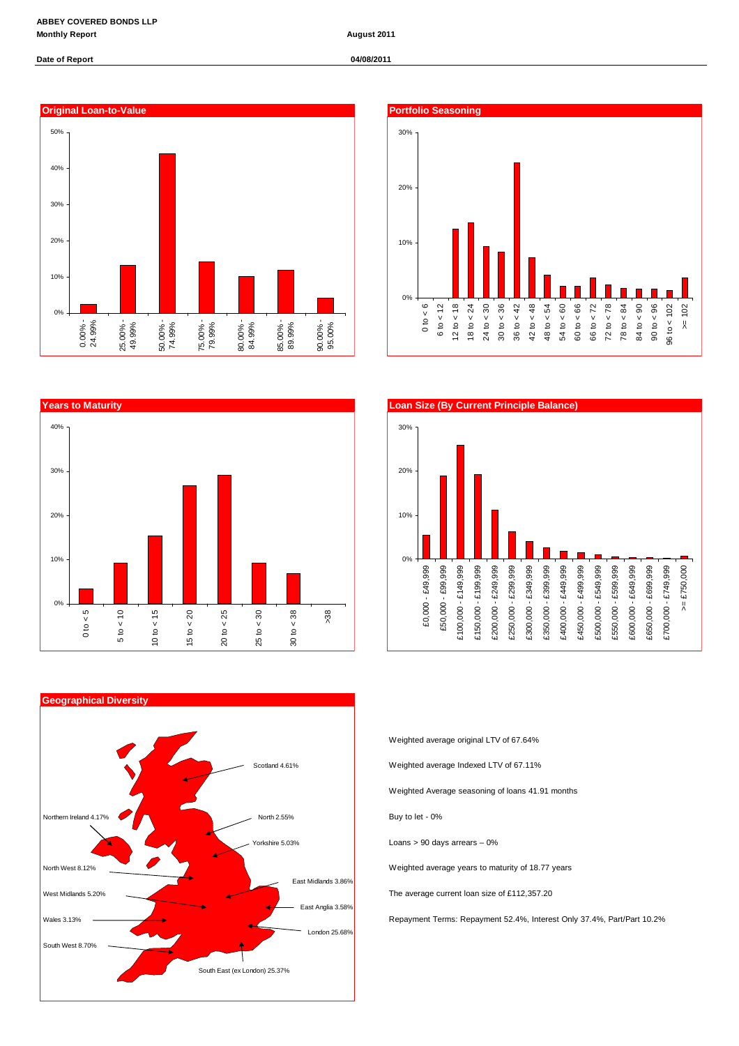**ABBEY COVERED BONDS LLP**

**Monthly Report** **August 2011**

**Date of Report** **04/08/2011**

## Original Loan-to-Value

50%
40%
30%
20%
10%
0%

0.00% - 24.99%
25.00% - 49.99%
50.00% - 74.99%
75.00% - 79.99%
80.00% - 84.99%
85.00% - 89.99%
90.00% - 95.00%

## Portfolio Seasoning

30%
20%
10%
0%

0 to < 6
6 to < 12
12 to < 18
18 to < 24
24 to < 30
30 to < 36
36 to < 42
42 to < 48
48 to < 54
54 to < 60
60 to < 66
66 to < 72
72 to < 78
78 to < 84
84 to < 90
90 to < 96
96 to < 102
>= 102

## Years to Maturity

40%
30%
20%
10%
0%

0 to < 5
5 to < 10
10 to < 15
15 to < 20
20 to < 25
25 to < 30
30 to < 38
>38

## Loan Size (By Current Principle Balance)

30%
20%
10%
0%

£0,000 - £49,999
£50,000 - £99,999
£100,000 - £149,999
£150,000 - £199,999
£200,000 - £249,999
£250,000 - £299,999
£300,000 - £349,999
£350,000 - £399,999
£400,000 - £449,999
£450,000 - £499,999
£500,000 - £549,999
£550,000 - £599,999
£600,000 - £649,999
£650,000 - £699,999
£700,000 - £749,999
>= £750,000

## Geographical Diversity

Scotland 4.61%
Northern Ireland 4.17%
North 2.55%
Yorkshire 5.03%
North West 8.12%
East Midlands 3.86%
West Midlands 5.20%
East Anglia 3.58%
Wales 3.13%
London 25.68%
South West 8.70%
South East (ex London) 25.37%

Weighted average original LTV of 67.64%

Weighted average Indexed LTV of 67.11%

Weighted Average seasoning of loans 41.91 months

Buy to let - 0%

Loans > 90 days arrears – 0%

Weighted average years to maturity of 18.77 years

The average current loan size of £112,357.20

Repayment Terms: Repayment 52.4%, Interest Only 37.4%, Part/Part 10.2%